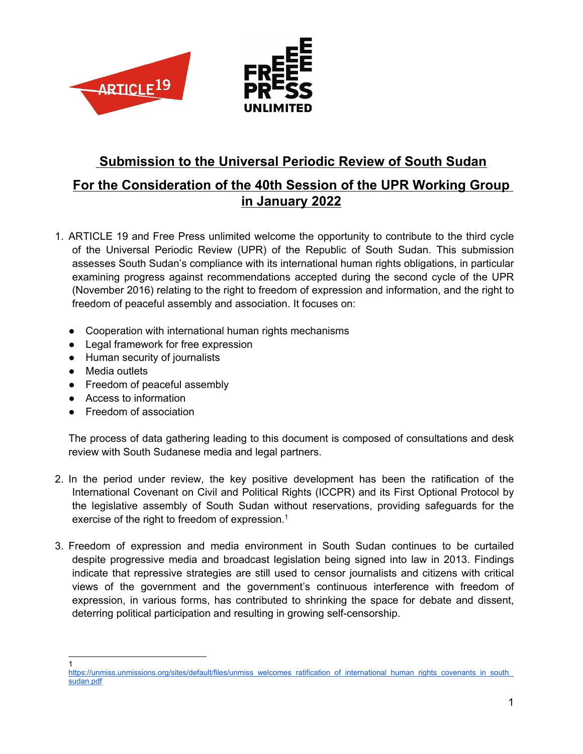# Submission to the Universal Periodic Review of South Sudan

## For the Consideration of the 40th Session of the UPR Working Group in January 2022

1. ARTICLE 19 and Free Press unlimited welcome the opportunity to contribute to the third cycle of the Universal Periodic Review (UPR) of the Republic of South Sudan. This submission assesses South Sudan's compliance with its international human rights obligations, in particular examining progress against recommendations accepted during the second cycle of the UPR (November 2016) relating to the right to freedom of expression and information, and the right to freedom of peaceful assembly and association. It focuses on:

   - Cooperation with international human rights mechanisms
   - Legal framework for free expression
   - Human security of journalists
   - Media outlets
   - Freedom of peaceful assembly
   - Access to information
   - Freedom of association

   The process of data gathering leading to this document is composed of consultations and desk review with South Sudanese media and legal partners.

2. In the period under review, the key positive development has been the ratification of the International Covenant on Civil and Political Rights (ICCPR) and its First Optional Protocol by the legislative assembly of South Sudan without reservations, providing safeguards for the exercise of the right to freedom of expression.[1]

3. Freedom of expression and media environment in South Sudan continues to be curtailed despite progressive media and broadcast legislation being signed into law in 2013. Findings indicate that repressive strategies are still used to censor journalists and citizens with critical views of the government and the government's continuous interference with freedom of expression, in various forms, has contributed to shrinking the space for debate and dissent, deterring political participation and resulting in growing self-censorship.

---

[1] https://unmiss.unmissions.org/sites/default/files/unmiss_welcomes_ratification_of_international_human_rights_covenants_in_south_sudan.pdf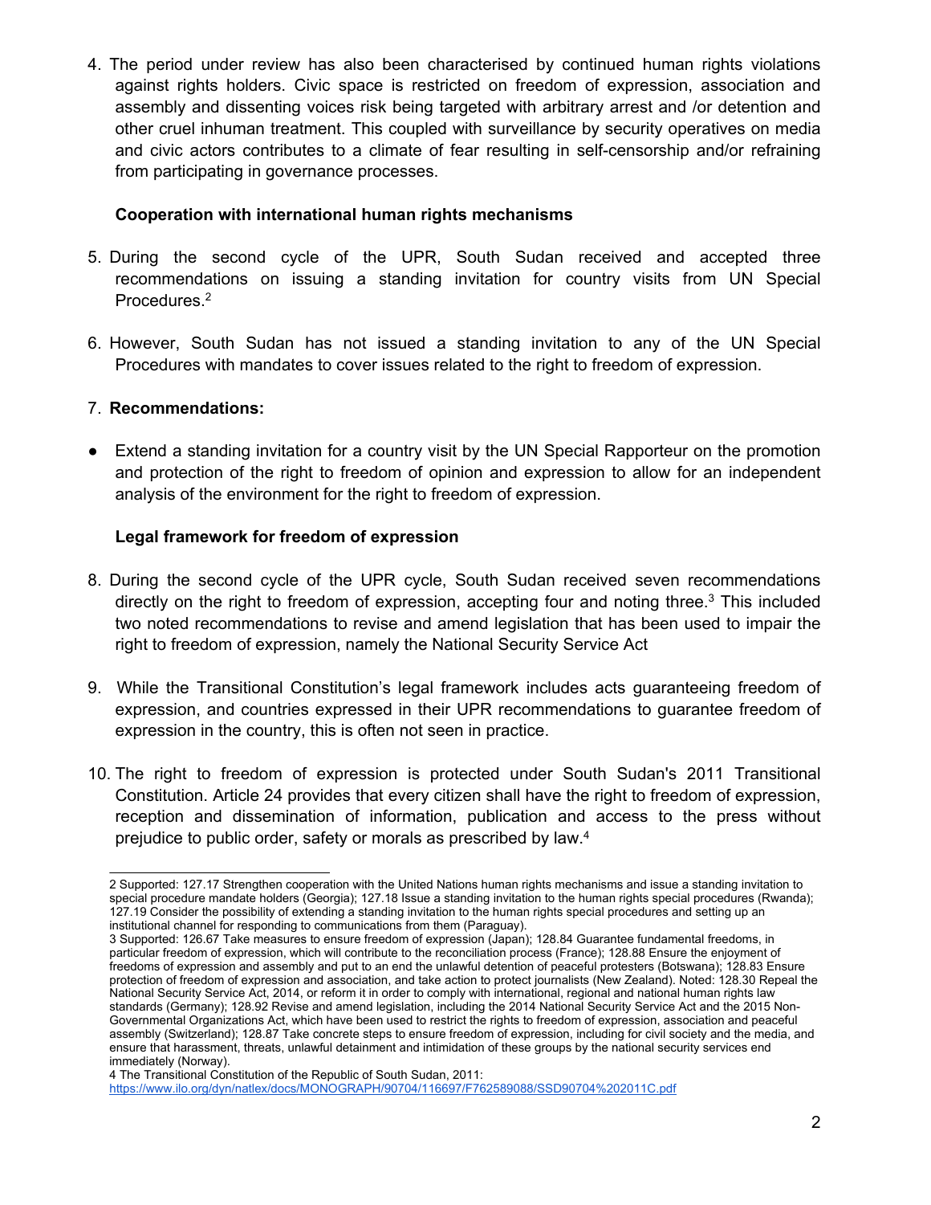4. The period under review has also been characterised by continued human rights violations against rights holders. Civic space is restricted on freedom of expression, association and assembly and dissenting voices risk being targeted with arbitrary arrest and /or detention and other cruel inhuman treatment. This coupled with surveillance by security operatives on media and civic actors contributes to a climate of fear resulting in self-censorship and/or refraining from participating in governance processes.

**Cooperation with international human rights mechanisms**

5. During the second cycle of the UPR, South Sudan received and accepted three recommendations on issuing a standing invitation for country visits from UN Special Procedures.[2]

6. However, South Sudan has not issued a standing invitation to any of the UN Special Procedures with mandates to cover issues related to the right to freedom of expression.

7. **Recommendations:**

- Extend a standing invitation for a country visit by the UN Special Rapporteur on the promotion and protection of the right to freedom of opinion and expression to allow for an independent analysis of the environment for the right to freedom of expression.

**Legal framework for freedom of expression**

8. During the second cycle of the UPR cycle, South Sudan received seven recommendations directly on the right to freedom of expression, accepting four and noting three.[3] This included two noted recommendations to revise and amend legislation that has been used to impair the right to freedom of expression, namely the National Security Service Act

9. While the Transitional Constitution's legal framework includes acts guaranteeing freedom of expression, and countries expressed in their UPR recommendations to guarantee freedom of expression in the country, this is often not seen in practice.

10. The right to freedom of expression is protected under South Sudan's 2011 Transitional Constitution. Article 24 provides that every citizen shall have the right to freedom of expression, reception and dissemination of information, publication and access to the press without prejudice to public order, safety or morals as prescribed by law.[4]

---

2 Supported: 127.17 Strengthen cooperation with the United Nations human rights mechanisms and issue a standing invitation to special procedure mandate holders (Georgia); 127.18 Issue a standing invitation to the human rights special procedures (Rwanda); 127.19 Consider the possibility of extending a standing invitation to the human rights special procedures and setting up an institutional channel for responding to communications from them (Paraguay).

3 Supported: 126.67 Take measures to ensure freedom of expression (Japan); 128.84 Guarantee fundamental freedoms, in particular freedom of expression, which will contribute to the reconciliation process (France); 128.88 Ensure the enjoyment of freedoms of expression and assembly and put to an end the unlawful detention of peaceful protesters (Botswana); 128.83 Ensure protection of freedom of expression and association, and take action to protect journalists (New Zealand). Noted: 128.30 Repeal the National Security Service Act, 2014, or reform it in order to comply with international, regional and national human rights law standards (Germany); 128.92 Revise and amend legislation, including the 2014 National Security Service Act and the 2015 Non-Governmental Organizations Act, which have been used to restrict the rights to freedom of expression, association and peaceful assembly (Switzerland); 128.87 Take concrete steps to ensure freedom of expression, including for civil society and the media, and ensure that harassment, threats, unlawful detainment and intimidation of these groups by the national security services end immediately (Norway).

4 The Transitional Constitution of the Republic of South Sudan, 2011: https://www.ilo.org/dyn/natlex/docs/MONOGRAPH/90704/116697/F762589088/SSD90704%202011C.pdf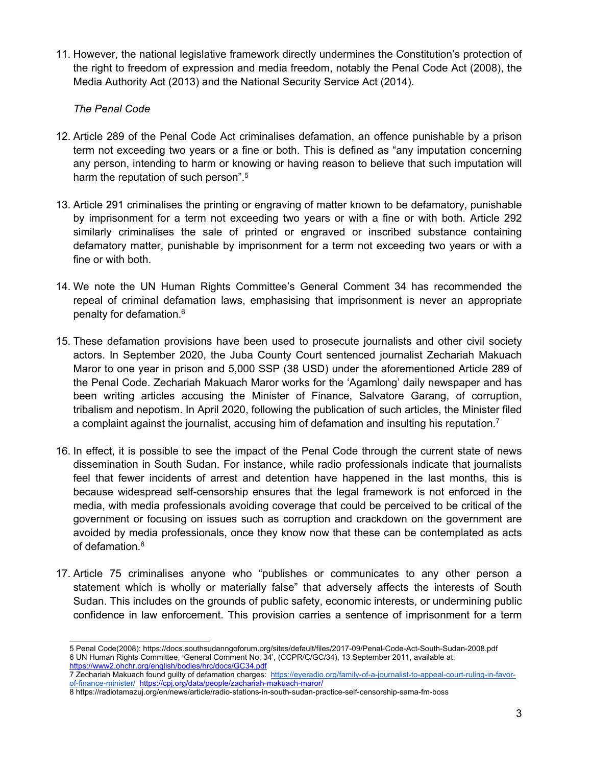11. However, the national legislative framework directly undermines the Constitution's protection of the right to freedom of expression and media freedom, notably the Penal Code Act (2008), the Media Authority Act (2013) and the National Security Service Act (2014).

*The Penal Code*

12. Article 289 of the Penal Code Act criminalises defamation, an offence punishable by a prison term not exceeding two years or a fine or both. This is defined as "any imputation concerning any person, intending to harm or knowing or having reason to believe that such imputation will harm the reputation of such person".[5]

13. Article 291 criminalises the printing or engraving of matter known to be defamatory, punishable by imprisonment for a term not exceeding two years or with a fine or with both. Article 292 similarly criminalises the sale of printed or engraved or inscribed substance containing defamatory matter, punishable by imprisonment for a term not exceeding two years or with a fine or with both.

14. We note the UN Human Rights Committee's General Comment 34 has recommended the repeal of criminal defamation laws, emphasising that imprisonment is never an appropriate penalty for defamation.[6]

15. These defamation provisions have been used to prosecute journalists and other civil society actors. In September 2020, the Juba County Court sentenced journalist Zechariah Makuach Maror to one year in prison and 5,000 SSP (38 USD) under the aforementioned Article 289 of the Penal Code. Zechariah Makuach Maror works for the 'Agamlong' daily newspaper and has been writing articles accusing the Minister of Finance, Salvatore Garang, of corruption, tribalism and nepotism. In April 2020, following the publication of such articles, the Minister filed a complaint against the journalist, accusing him of defamation and insulting his reputation.[7]

16. In effect, it is possible to see the impact of the Penal Code through the current state of news dissemination in South Sudan. For instance, while radio professionals indicate that journalists feel that fewer incidents of arrest and detention have happened in the last months, this is because widespread self-censorship ensures that the legal framework is not enforced in the media, with media professionals avoiding coverage that could be perceived to be critical of the government or focusing on issues such as corruption and crackdown on the government are avoided by media professionals, once they know now that these can be contemplated as acts of defamation.[8]

17. Article 75 criminalises anyone who "publishes or communicates to any other person a statement which is wholly or materially false" that adversely affects the interests of South Sudan. This includes on the grounds of public safety, economic interests, or undermining public confidence in law enforcement. This provision carries a sentence of imprisonment for a term

---

5 Penal Code(2008): https://docs.southsudanngoforum.org/sites/default/files/2017-09/Penal-Code-Act-South-Sudan-2008.pdf

6 UN Human Rights Committee, 'General Comment No. 34', (CCPR/C/GC/34), 13 September 2011, available at: https://www2.ohchr.org/english/bodies/hrc/docs/GC34.pdf

7 Zechariah Makuach found guilty of defamation charges: https://eyeradio.org/family-of-a-journalist-to-appeal-court-ruling-in-favor-of-finance-minister/ https://cpj.org/data/people/zachariah-makuach-maror/

8 https://radiotamazuj.org/en/news/article/radio-stations-in-south-sudan-practice-self-censorship-sama-fm-boss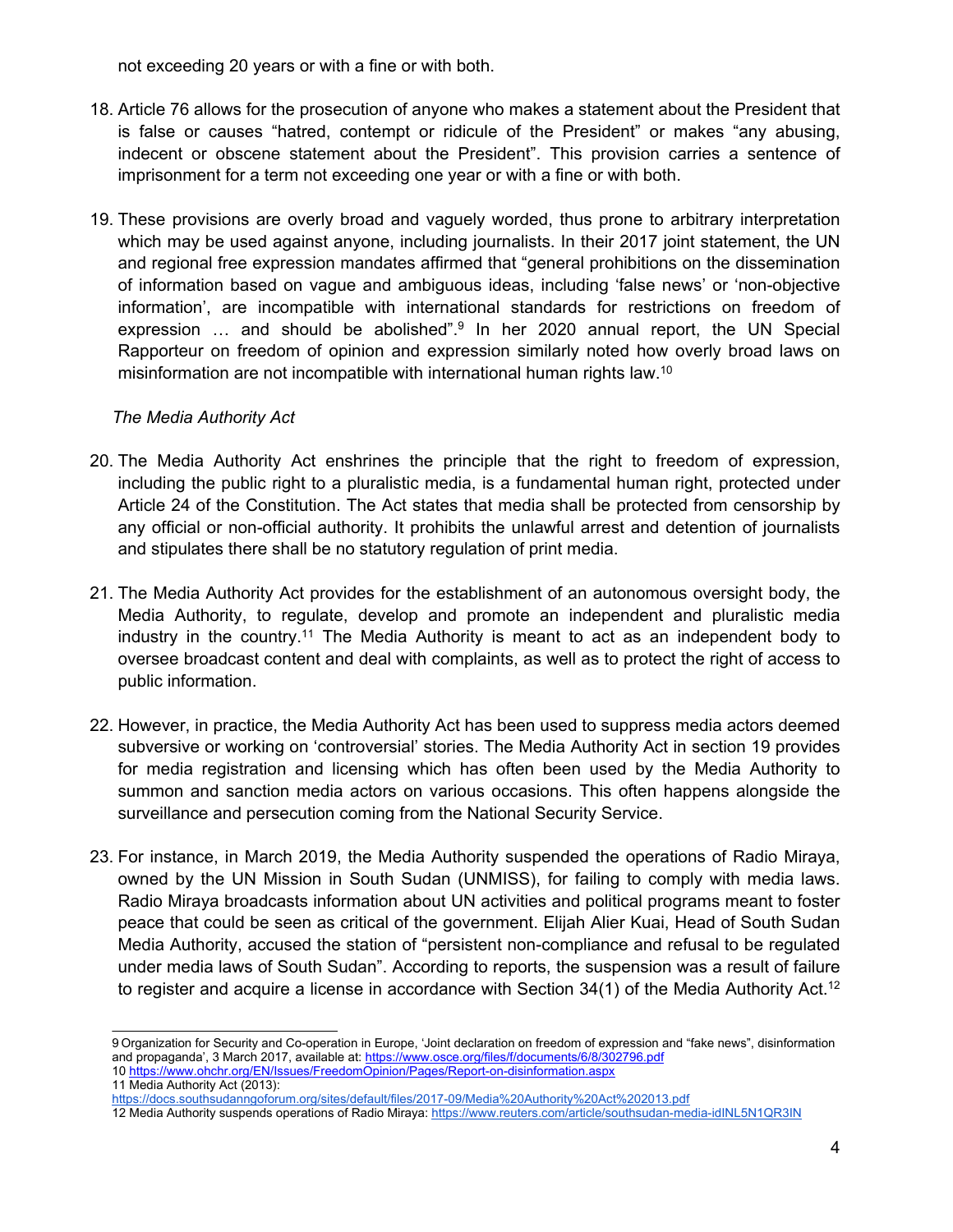not exceeding 20 years or with a fine or with both.

18. Article 76 allows for the prosecution of anyone who makes a statement about the President that is false or causes "hatred, contempt or ridicule of the President" or makes "any abusing, indecent or obscene statement about the President". This provision carries a sentence of imprisonment for a term not exceeding one year or with a fine or with both.

19. These provisions are overly broad and vaguely worded, thus prone to arbitrary interpretation which may be used against anyone, including journalists. In their 2017 joint statement, the UN and regional free expression mandates affirmed that "general prohibitions on the dissemination of information based on vague and ambiguous ideas, including 'false news' or 'non-objective information', are incompatible with international standards for restrictions on freedom of expression … and should be abolished".[9] In her 2020 annual report, the UN Special Rapporteur on freedom of opinion and expression similarly noted how overly broad laws on misinformation are not incompatible with international human rights law.[10]

*The Media Authority Act*

20. The Media Authority Act enshrines the principle that the right to freedom of expression, including the public right to a pluralistic media, is a fundamental human right, protected under Article 24 of the Constitution. The Act states that media shall be protected from censorship by any official or non-official authority. It prohibits the unlawful arrest and detention of journalists and stipulates there shall be no statutory regulation of print media.

21. The Media Authority Act provides for the establishment of an autonomous oversight body, the Media Authority, to regulate, develop and promote an independent and pluralistic media industry in the country.[11] The Media Authority is meant to act as an independent body to oversee broadcast content and deal with complaints, as well as to protect the right of access to public information.

22. However, in practice, the Media Authority Act has been used to suppress media actors deemed subversive or working on 'controversial' stories. The Media Authority Act in section 19 provides for media registration and licensing which has often been used by the Media Authority to summon and sanction media actors on various occasions. This often happens alongside the surveillance and persecution coming from the National Security Service.

23. For instance, in March 2019, the Media Authority suspended the operations of Radio Miraya, owned by the UN Mission in South Sudan (UNMISS), for failing to comply with media laws. Radio Miraya broadcasts information about UN activities and political programs meant to foster peace that could be seen as critical of the government. Elijah Alier Kuai, Head of South Sudan Media Authority, accused the station of "persistent non-compliance and refusal to be regulated under media laws of South Sudan". According to reports, the suspension was a result of failure to register and acquire a license in accordance with Section 34(1) of the Media Authority Act.[12]

---

9 Organization for Security and Co-operation in Europe, 'Joint declaration on freedom of expression and "fake news", disinformation and propaganda', 3 March 2017, available at: https://www.osce.org/files/f/documents/6/8/302796.pdf

10 https://www.ohchr.org/EN/Issues/FreedomOpinion/Pages/Report-on-disinformation.aspx

11 Media Authority Act (2013): https://docs.southsudanngoforum.org/sites/default/files/2017-09/Media%20Authority%20Act%202013.pdf

12 Media Authority suspends operations of Radio Miraya: https://www.reuters.com/article/southsudan-media-idINL5N1QR3IN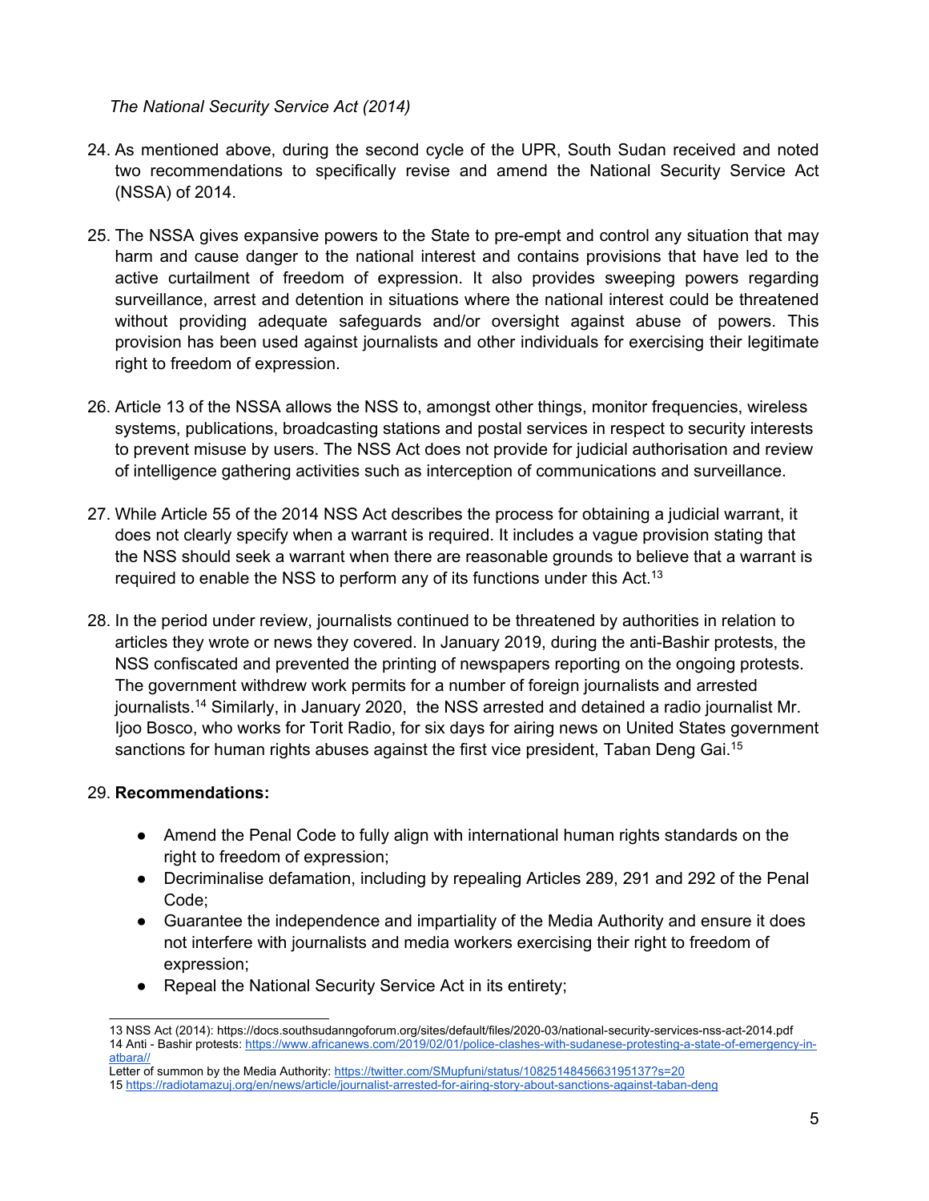*The National Security Service Act (2014)*

24. As mentioned above, during the second cycle of the UPR, South Sudan received and noted two recommendations to specifically revise and amend the National Security Service Act (NSSA) of 2014.

25. The NSSA gives expansive powers to the State to pre-empt and control any situation that may harm and cause danger to the national interest and contains provisions that have led to the active curtailment of freedom of expression. It also provides sweeping powers regarding surveillance, arrest and detention in situations where the national interest could be threatened without providing adequate safeguards and/or oversight against abuse of powers. This provision has been used against journalists and other individuals for exercising their legitimate right to freedom of expression.

26. Article 13 of the NSSA allows the NSS to, amongst other things, monitor frequencies, wireless systems, publications, broadcasting stations and postal services in respect to security interests to prevent misuse by users. The NSS Act does not provide for judicial authorisation and review of intelligence gathering activities such as interception of communications and surveillance.

27. While Article 55 of the 2014 NSS Act describes the process for obtaining a judicial warrant, it does not clearly specify when a warrant is required. It includes a vague provision stating that the NSS should seek a warrant when there are reasonable grounds to believe that a warrant is required to enable the NSS to perform any of its functions under this Act.[13]

28. In the period under review, journalists continued to be threatened by authorities in relation to articles they wrote or news they covered. In January 2019, during the anti-Bashir protests, the NSS confiscated and prevented the printing of newspapers reporting on the ongoing protests. The government withdrew work permits for a number of foreign journalists and arrested journalists.[14] Similarly, in January 2020, the NSS arrested and detained a radio journalist Mr. Ijoo Bosco, who works for Torit Radio, for six days for airing news on United States government sanctions for human rights abuses against the first vice president, Taban Deng Gai.[15]

29. **Recommendations:**

- Amend the Penal Code to fully align with international human rights standards on the right to freedom of expression;
- Decriminalise defamation, including by repealing Articles 289, 291 and 292 of the Penal Code;
- Guarantee the independence and impartiality of the Media Authority and ensure it does not interfere with journalists and media workers exercising their right to freedom of expression;
- Repeal the National Security Service Act in its entirety;

---

13 NSS Act (2014): https://docs.southsudanngoforum.org/sites/default/files/2020-03/national-security-services-nss-act-2014.pdf

14 Anti - Bashir protests: https://www.africanews.com/2019/02/01/police-clashes-with-sudanese-protesting-a-state-of-emergency-in-atbara//

Letter of summon by the Media Authority: https://twitter.com/SMupfuni/status/1082514845663195137?s=20

15 https://radiotamazuj.org/en/news/article/journalist-arrested-for-airing-story-about-sanctions-against-taban-deng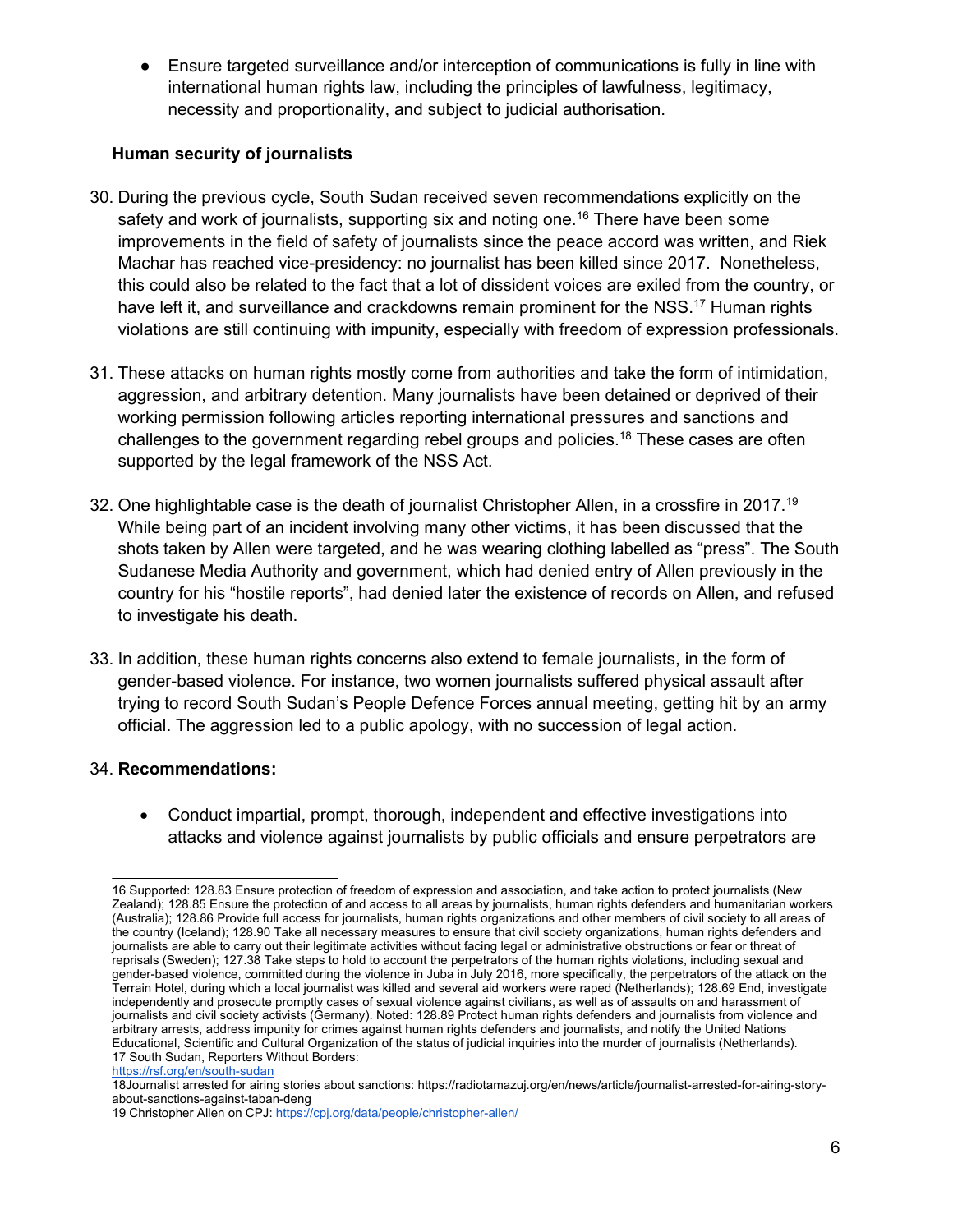- Ensure targeted surveillance and/or interception of communications is fully in line with international human rights law, including the principles of lawfulness, legitimacy, necessity and proportionality, and subject to judicial authorisation.

**Human security of journalists**

30. During the previous cycle, South Sudan received seven recommendations explicitly on the safety and work of journalists, supporting six and noting one.[16] There have been some improvements in the field of safety of journalists since the peace accord was written, and Riek Machar has reached vice-presidency: no journalist has been killed since 2017. Nonetheless, this could also be related to the fact that a lot of dissident voices are exiled from the country, or have left it, and surveillance and crackdowns remain prominent for the NSS.[17] Human rights violations are still continuing with impunity, especially with freedom of expression professionals.

31. These attacks on human rights mostly come from authorities and take the form of intimidation, aggression, and arbitrary detention. Many journalists have been detained or deprived of their working permission following articles reporting international pressures and sanctions and challenges to the government regarding rebel groups and policies.[18] These cases are often supported by the legal framework of the NSS Act.

32. One highlightable case is the death of journalist Christopher Allen, in a crossfire in 2017.[19] While being part of an incident involving many other victims, it has been discussed that the shots taken by Allen were targeted, and he was wearing clothing labelled as "press". The South Sudanese Media Authority and government, which had denied entry of Allen previously in the country for his "hostile reports", had denied later the existence of records on Allen, and refused to investigate his death.

33. In addition, these human rights concerns also extend to female journalists, in the form of gender-based violence. For instance, two women journalists suffered physical assault after trying to record South Sudan's People Defence Forces annual meeting, getting hit by an army official. The aggression led to a public apology, with no succession of legal action.

34. **Recommendations:**

- Conduct impartial, prompt, thorough, independent and effective investigations into attacks and violence against journalists by public officials and ensure perpetrators are

---

16 Supported: 128.83 Ensure protection of freedom of expression and association, and take action to protect journalists (New Zealand); 128.85 Ensure the protection of and access to all areas by journalists, human rights defenders and humanitarian workers (Australia); 128.86 Provide full access for journalists, human rights organizations and other members of civil society to all areas of the country (Iceland); 128.90 Take all necessary measures to ensure that civil society organizations, human rights defenders and journalists are able to carry out their legitimate activities without facing legal or administrative obstructions or fear or threat of reprisals (Sweden); 127.38 Take steps to hold to account the perpetrators of the human rights violations, including sexual and gender-based violence, committed during the violence in Juba in July 2016, more specifically, the perpetrators of the attack on the Terrain Hotel, during which a local journalist was killed and several aid workers were raped (Netherlands); 128.69 End, investigate independently and prosecute promptly cases of sexual violence against civilians, as well as of assaults on and harassment of journalists and civil society activists (Germany). Noted: 128.89 Protect human rights defenders and journalists from violence and arbitrary arrests, address impunity for crimes against human rights defenders and journalists, and notify the United Nations Educational, Scientific and Cultural Organization of the status of judicial inquiries into the murder of journalists (Netherlands).

17 South Sudan, Reporters Without Borders: https://rsf.org/en/south-sudan

18 Journalist arrested for airing stories about sanctions: https://radiotamazuj.org/en/news/article/journalist-arrested-for-airing-story-about-sanctions-against-taban-deng

19 Christopher Allen on CPJ: https://cpj.org/data/people/christopher-allen/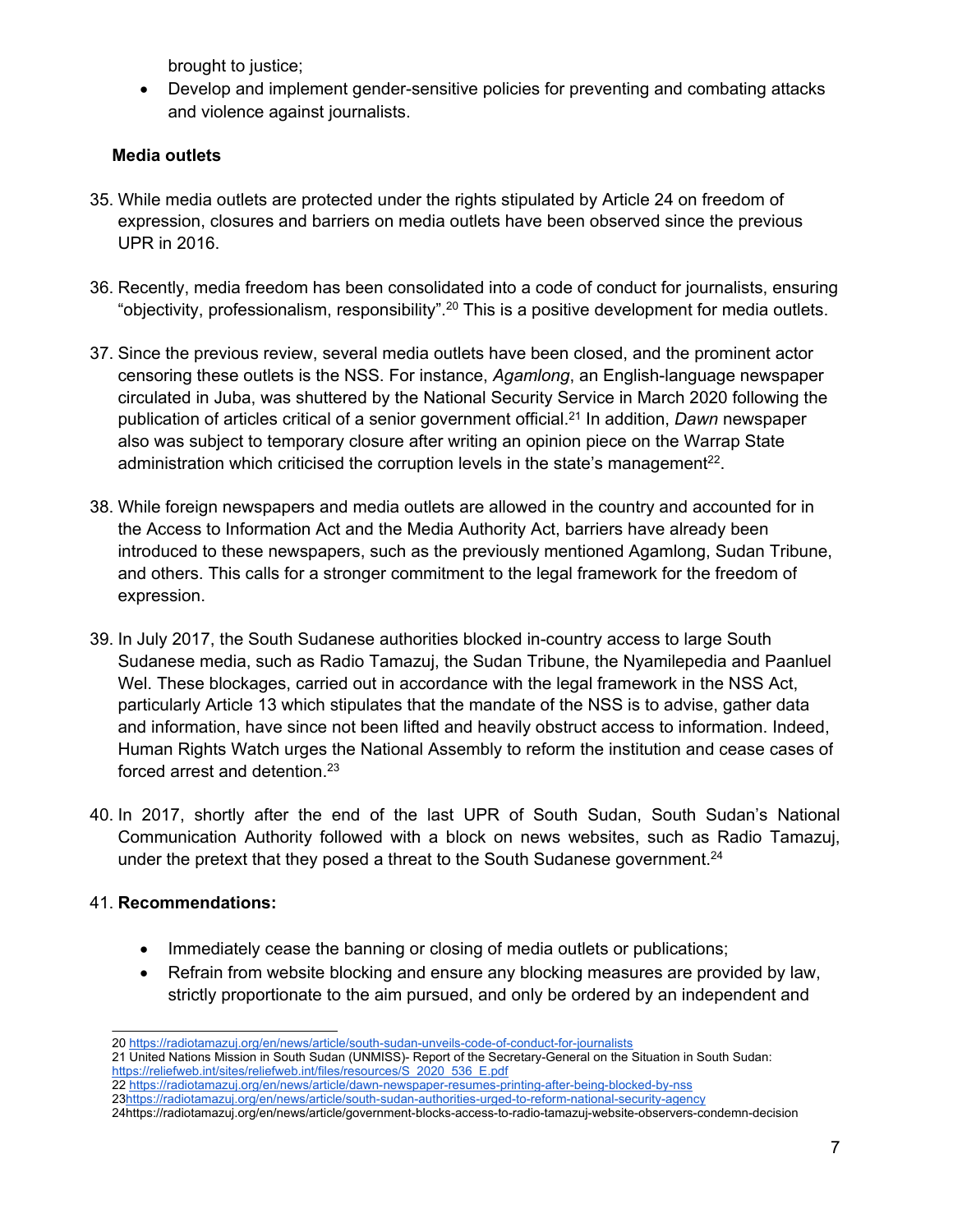brought to justice;

- Develop and implement gender-sensitive policies for preventing and combating attacks and violence against journalists.

**Media outlets**

35. While media outlets are protected under the rights stipulated by Article 24 on freedom of expression, closures and barriers on media outlets have been observed since the previous UPR in 2016.

36. Recently, media freedom has been consolidated into a code of conduct for journalists, ensuring "objectivity, professionalism, responsibility".[20] This is a positive development for media outlets.

37. Since the previous review, several media outlets have been closed, and the prominent actor censoring these outlets is the NSS. For instance, *Agamlong*, an English-language newspaper circulated in Juba, was shuttered by the National Security Service in March 2020 following the publication of articles critical of a senior government official.[21] In addition, *Dawn* newspaper also was subject to temporary closure after writing an opinion piece on the Warrap State administration which criticised the corruption levels in the state's management[22].

38. While foreign newspapers and media outlets are allowed in the country and accounted for in the Access to Information Act and the Media Authority Act, barriers have already been introduced to these newspapers, such as the previously mentioned Agamlong, Sudan Tribune, and others. This calls for a stronger commitment to the legal framework for the freedom of expression.

39. In July 2017, the South Sudanese authorities blocked in-country access to large South Sudanese media, such as Radio Tamazuj, the Sudan Tribune, the Nyamilepedia and Paanluel Wel. These blockages, carried out in accordance with the legal framework in the NSS Act, particularly Article 13 which stipulates that the mandate of the NSS is to advise, gather data and information, have since not been lifted and heavily obstruct access to information. Indeed, Human Rights Watch urges the National Assembly to reform the institution and cease cases of forced arrest and detention.[23]

40. In 2017, shortly after the end of the last UPR of South Sudan, South Sudan's National Communication Authority followed with a block on news websites, such as Radio Tamazuj, under the pretext that they posed a threat to the South Sudanese government.[24]

41. **Recommendations:**

- Immediately cease the banning or closing of media outlets or publications;
- Refrain from website blocking and ensure any blocking measures are provided by law, strictly proportionate to the aim pursued, and only be ordered by an independent and

---

20 https://radiotamazuj.org/en/news/article/south-sudan-unveils-code-of-conduct-for-journalists

21 United Nations Mission in South Sudan (UNMISS)- Report of the Secretary-General on the Situation in South Sudan: https://reliefweb.int/sites/reliefweb.int/files/resources/S_2020_536_E.pdf

22 https://radiotamazuj.org/en/news/article/dawn-newspaper-resumes-printing-after-being-blocked-by-nss

23 https://radiotamazuj.org/en/news/article/south-sudan-authorities-urged-to-reform-national-security-agency

24 https://radiotamazuj.org/en/news/article/government-blocks-access-to-radio-tamazuj-website-observers-condemn-decision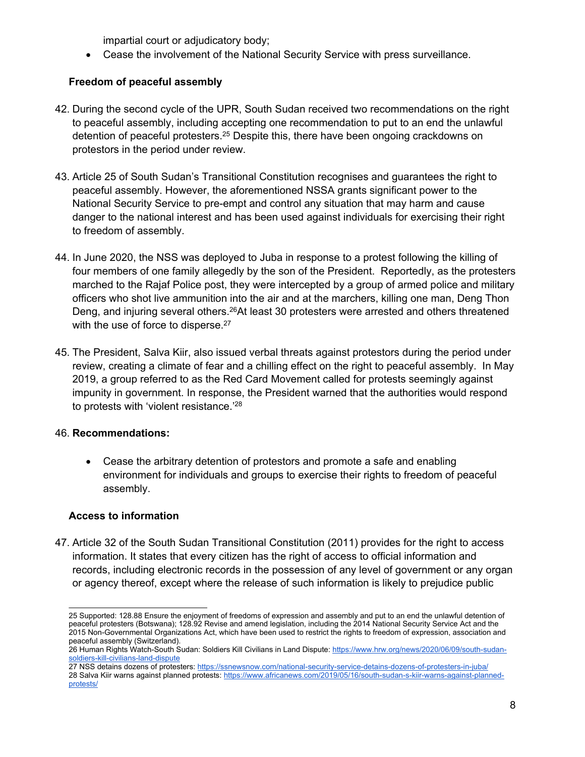impartial court or adjudicatory body;

- Cease the involvement of the National Security Service with press surveillance.

### Freedom of peaceful assembly

42. During the second cycle of the UPR, South Sudan received two recommendations on the right to peaceful assembly, including accepting one recommendation to put to an end the unlawful detention of peaceful protesters.[25] Despite this, there have been ongoing crackdowns on protestors in the period under review.

43. Article 25 of South Sudan's Transitional Constitution recognises and guarantees the right to peaceful assembly. However, the aforementioned NSSA grants significant power to the National Security Service to pre-empt and control any situation that may harm and cause danger to the national interest and has been used against individuals for exercising their right to freedom of assembly.

44. In June 2020, the NSS was deployed to Juba in response to a protest following the killing of four members of one family allegedly by the son of the President. Reportedly, as the protesters marched to the Rajaf Police post, they were intercepted by a group of armed police and military officers who shot live ammunition into the air and at the marchers, killing one man, Deng Thon Deng, and injuring several others.[26] At least 30 protesters were arrested and others threatened with the use of force to disperse.[27]

45. The President, Salva Kiir, also issued verbal threats against protestors during the period under review, creating a climate of fear and a chilling effect on the right to peaceful assembly. In May 2019, a group referred to as the Red Card Movement called for protests seemingly against impunity in government. In response, the President warned that the authorities would respond to protests with 'violent resistance.'[28]

46. **Recommendations:**

    - Cease the arbitrary detention of protestors and promote a safe and enabling environment for individuals and groups to exercise their rights to freedom of peaceful assembly.

### Access to information

47. Article 32 of the South Sudan Transitional Constitution (2011) provides for the right to access information. It states that every citizen has the right of access to official information and records, including electronic records in the possession of any level of government or any organ or agency thereof, except where the release of such information is likely to prejudice public

---

25 Supported: 128.88 Ensure the enjoyment of freedoms of expression and assembly and put to an end the unlawful detention of peaceful protesters (Botswana); 128.92 Revise and amend legislation, including the 2014 National Security Service Act and the 2015 Non-Governmental Organizations Act, which have been used to restrict the rights to freedom of expression, association and peaceful assembly (Switzerland).

26 Human Rights Watch-South Sudan: Soldiers Kill Civilians in Land Dispute: https://www.hrw.org/news/2020/06/09/south-sudan-soldiers-kill-civilians-land-dispute

27 NSS detains dozens of protesters: https://ssnewsnow.com/national-security-service-detains-dozens-of-protesters-in-juba/

28 Salva Kiir warns against planned protests: https://www.africanews.com/2019/05/16/south-sudan-s-kiir-warns-against-planned-protests/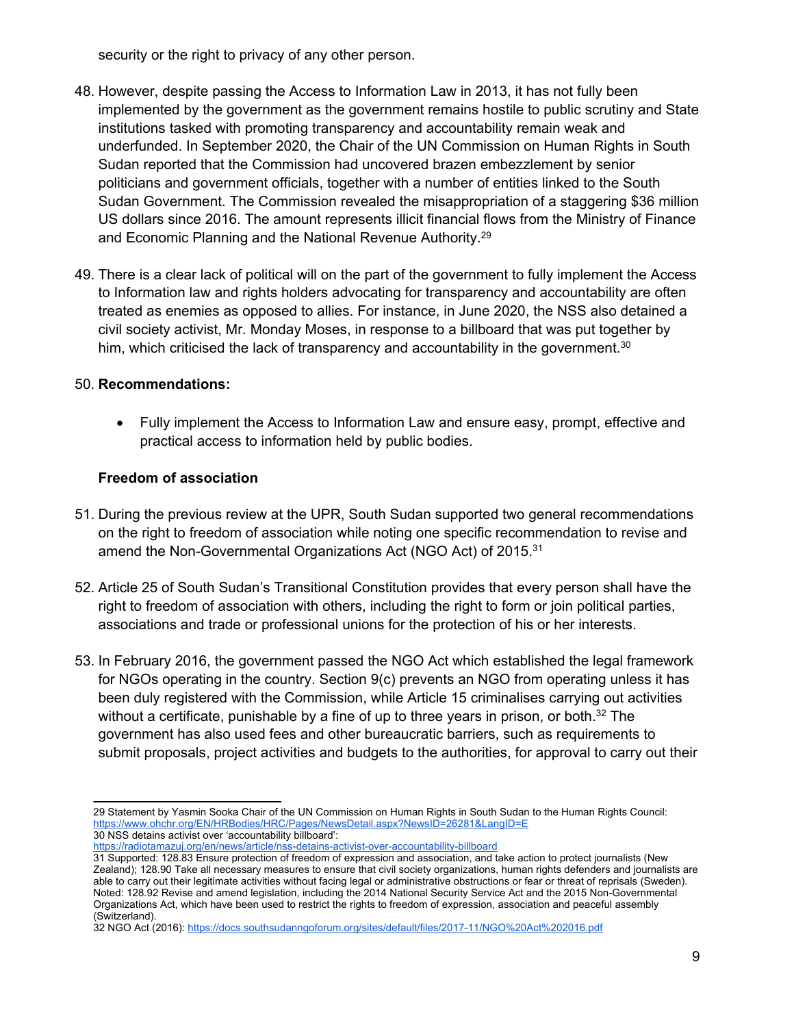security or the right to privacy of any other person.

48. However, despite passing the Access to Information Law in 2013, it has not fully been implemented by the government as the government remains hostile to public scrutiny and State institutions tasked with promoting transparency and accountability remain weak and underfunded. In September 2020, the Chair of the UN Commission on Human Rights in South Sudan reported that the Commission had uncovered brazen embezzlement by senior politicians and government officials, together with a number of entities linked to the South Sudan Government. The Commission revealed the misappropriation of a staggering $36 million US dollars since 2016. The amount represents illicit financial flows from the Ministry of Finance and Economic Planning and the National Revenue Authority.[29]

49. There is a clear lack of political will on the part of the government to fully implement the Access to Information law and rights holders advocating for transparency and accountability are often treated as enemies as opposed to allies. For instance, in June 2020, the NSS also detained a civil society activist, Mr. Monday Moses, in response to a billboard that was put together by him, which criticised the lack of transparency and accountability in the government.[30]

50. **Recommendations:**

    - Fully implement the Access to Information Law and ensure easy, prompt, effective and practical access to information held by public bodies.

**Freedom of association**

51. During the previous review at the UPR, South Sudan supported two general recommendations on the right to freedom of association while noting one specific recommendation to revise and amend the Non-Governmental Organizations Act (NGO Act) of 2015.[31]

52. Article 25 of South Sudan's Transitional Constitution provides that every person shall have the right to freedom of association with others, including the right to form or join political parties, associations and trade or professional unions for the protection of his or her interests.

53. In February 2016, the government passed the NGO Act which established the legal framework for NGOs operating in the country. Section 9(c) prevents an NGO from operating unless it has been duly registered with the Commission, while Article 15 criminalises carrying out activities without a certificate, punishable by a fine of up to three years in prison, or both.[32] The government has also used fees and other bureaucratic barriers, such as requirements to submit proposals, project activities and budgets to the authorities, for approval to carry out their

---

29 Statement by Yasmin Sooka Chair of the UN Commission on Human Rights in South Sudan to the Human Rights Council: https://www.ohchr.org/EN/HRBodies/HRC/Pages/NewsDetail.aspx?NewsID=26281&LangID=E

30 NSS detains activist over 'accountability billboard': https://radiotamazuj.org/en/news/article/nss-detains-activist-over-accountability-billboard

31 Supported: 128.83 Ensure protection of freedom of expression and association, and take action to protect journalists (New Zealand); 128.90 Take all necessary measures to ensure that civil society organizations, human rights defenders and journalists are able to carry out their legitimate activities without facing legal or administrative obstructions or fear or threat of reprisals (Sweden). Noted: 128.92 Revise and amend legislation, including the 2014 National Security Service Act and the 2015 Non-Governmental Organizations Act, which have been used to restrict the rights to freedom of expression, association and peaceful assembly (Switzerland).

32 NGO Act (2016): https://docs.southsudanngoforum.org/sites/default/files/2017-11/NGO%20Act%202016.pdf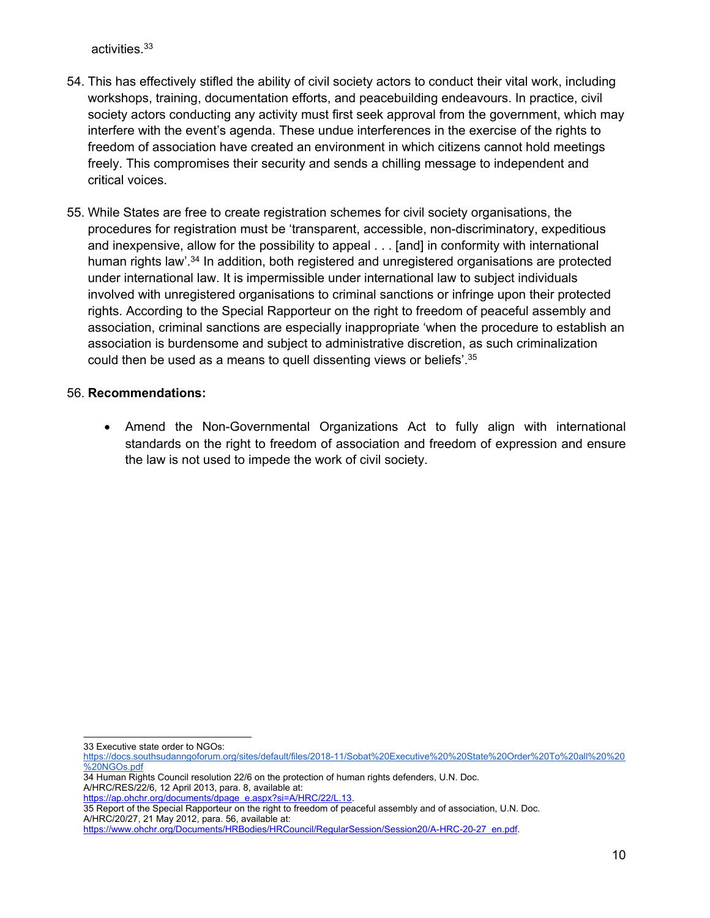activities.[33]

54. This has effectively stifled the ability of civil society actors to conduct their vital work, including workshops, training, documentation efforts, and peacebuilding endeavours. In practice, civil society actors conducting any activity must first seek approval from the government, which may interfere with the event's agenda. These undue interferences in the exercise of the rights to freedom of association have created an environment in which citizens cannot hold meetings freely. This compromises their security and sends a chilling message to independent and critical voices.

55. While States are free to create registration schemes for civil society organisations, the procedures for registration must be 'transparent, accessible, non-discriminatory, expeditious and inexpensive, allow for the possibility to appeal . . . [and] in conformity with international human rights law'.[34] In addition, both registered and unregistered organisations are protected under international law. It is impermissible under international law to subject individuals involved with unregistered organisations to criminal sanctions or infringe upon their protected rights. According to the Special Rapporteur on the right to freedom of peaceful assembly and association, criminal sanctions are especially inappropriate 'when the procedure to establish an association is burdensome and subject to administrative discretion, as such criminalization could then be used as a means to quell dissenting views or beliefs'.[35]

56. **Recommendations:**

    - Amend the Non-Governmental Organizations Act to fully align with international standards on the right to freedom of association and freedom of expression and ensure the law is not used to impede the work of civil society.

---

33 Executive state order to NGOs: https://docs.southsudanngoforum.org/sites/default/files/2018-11/Sobat%20Executive%20%20State%20Order%20To%20all%20%20%20NGOs.pdf

34 Human Rights Council resolution 22/6 on the protection of human rights defenders, U.N. Doc. A/HRC/RES/22/6, 12 April 2013, para. 8, available at: https://ap.ohchr.org/documents/dpage_e.aspx?si=A/HRC/22/L.13.

35 Report of the Special Rapporteur on the right to freedom of peaceful assembly and of association, U.N. Doc. A/HRC/20/27, 21 May 2012, para. 56, available at: https://www.ohchr.org/Documents/HRBodies/HRCouncil/RegularSession/Session20/A-HRC-20-27_en.pdf.